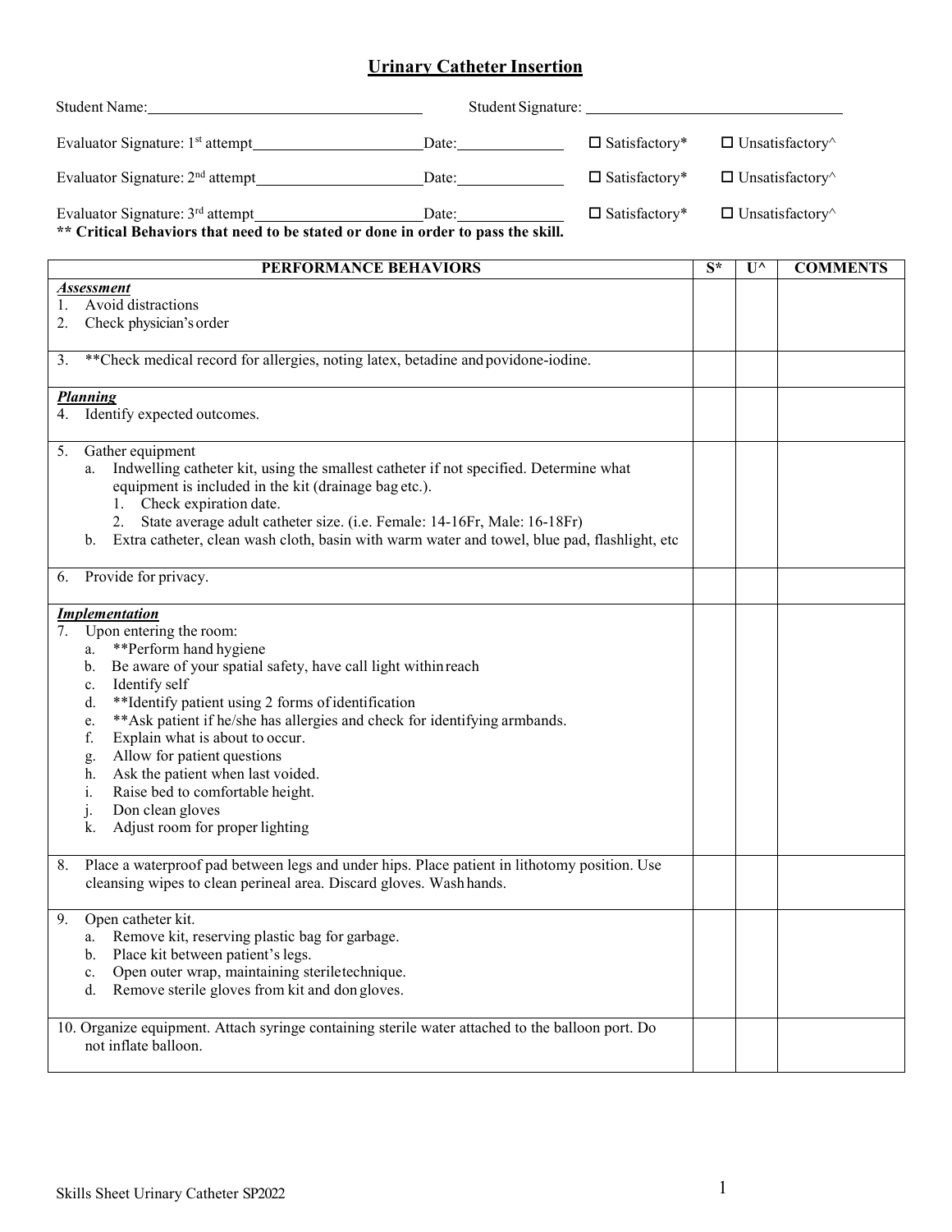# Urinary Catheter Insertion

Student Name:\_\_\_\_\_\_\_\_\_\_\_\_\_\_\_\_\_\_\_\_\_\_\_\_\_\_\_\_\_\_ Student Signature: \_\_\_\_\_\_\_\_\_\_\_\_\_\_\_\_\_\_\_\_\_\_\_\_\_\_\_\_\_\_

Evaluator Signature: 1st attempt\_\_\_\_\_\_\_\_\_\_\_\_\_\_\_\_\_\_\_\_ Date:\_\_\_\_\_\_\_\_\_\_\_\_ ☐ Satisfactory* ☐ Unsatisfactory^

Evaluator Signature: 2nd attempt\_\_\_\_\_\_\_\_\_\_\_\_\_\_\_\_\_\_\_\_ Date:\_\_\_\_\_\_\_\_\_\_\_\_ ☐ Satisfactory* ☐ Unsatisfactory^

Evaluator Signature: 3rd attempt\_\_\_\_\_\_\_\_\_\_\_\_\_\_\_\_\_\_\_\_ Date:\_\_\_\_\_\_\_\_\_\_\_\_ ☐ Satisfactory* ☐ Unsatisfactory^

**** Critical Behaviors that need to be stated or done in order to pass the skill.**

| PERFORMANCE BEHAVIORS | S* | U^ | COMMENTS |
|---|---|---|---|
| ***Assessment***<br>1. Avoid distractions<br>2. Check physician's order | | | |
| 3. **Check medical record for allergies, noting latex, betadine and povidone-iodine. | | | |
| ***Planning***<br>4. Identify expected outcomes. | | | |
| 5. Gather equipment<br>a. Indwelling catheter kit, using the smallest catheter if not specified. Determine what equipment is included in the kit (drainage bag etc.).<br>1. Check expiration date.<br>2. State average adult catheter size. (i.e. Female: 14-16Fr, Male: 16-18Fr)<br>b. Extra catheter, clean wash cloth, basin with warm water and towel, blue pad, flashlight, etc | | | |
| 6. Provide for privacy. | | | |
| ***Implementation***<br>7. Upon entering the room:<br>a. **Perform hand hygiene<br>b. Be aware of your spatial safety, have call light within reach<br>c. Identify self<br>d. **Identify patient using 2 forms of identification<br>e. **Ask patient if he/she has allergies and check for identifying armbands.<br>f. Explain what is about to occur.<br>g. Allow for patient questions<br>h. Ask the patient when last voided.<br>i. Raise bed to comfortable height.<br>j. Don clean gloves<br>k. Adjust room for proper lighting | | | |
| 8. Place a waterproof pad between legs and under hips. Place patient in lithotomy position. Use cleansing wipes to clean perineal area. Discard gloves. Wash hands. | | | |
| 9. Open catheter kit.<br>a. Remove kit, reserving plastic bag for garbage.<br>b. Place kit between patient's legs.<br>c. Open outer wrap, maintaining sterile technique.<br>d. Remove sterile gloves from kit and don gloves. | | | |
| 10. Organize equipment. Attach syringe containing sterile water attached to the balloon port. Do not inflate balloon. | | | |

Skills Sheet Urinary Catheter SP2022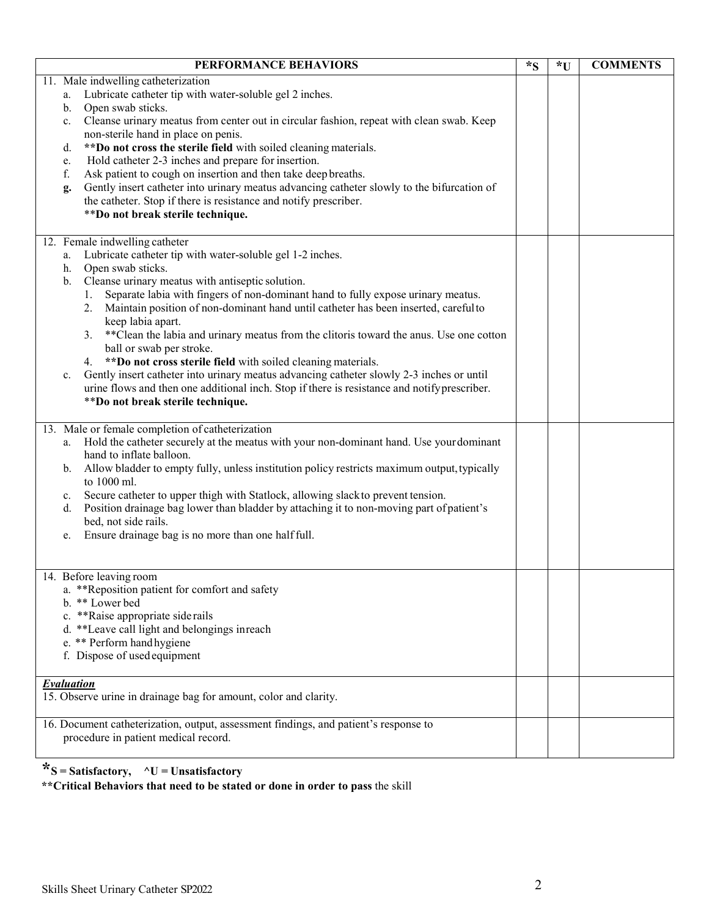| PERFORMANCE BEHAVIORS | *S | *U | COMMENTS |
|---|---|---|---|
| 11. Male indwelling catheterization<br>a. Lubricate catheter tip with water-soluble gel 2 inches.<br>b. Open swab sticks.<br>c. Cleanse urinary meatus from center out in circular fashion, repeat with clean swab. Keep non-sterile hand in place on penis.<br>d. **Do not cross the sterile field** with soiled cleaning materials.<br>e. Hold catheter 2-3 inches and prepare for insertion.<br>f. Ask patient to cough on insertion and then take deep breaths.<br>**g.** Gently insert catheter into urinary meatus advancing catheter slowly to the bifurcation of the catheter. Stop if there is resistance and notify prescriber.<br>****Do not break sterile technique.** | | | |
| 12. Female indwelling catheter<br>a. Lubricate catheter tip with water-soluble gel 1-2 inches.<br>h. Open swab sticks.<br>b. Cleanse urinary meatus with antiseptic solution.<br>1. Separate labia with fingers of non-dominant hand to fully expose urinary meatus.<br>2. Maintain position of non-dominant hand until catheter has been inserted, careful to keep labia apart.<br>3. **Clean the labia and urinary meatus from the clitoris toward the anus. Use one cotton ball or swab per stroke.<br>4. **Do not cross sterile field** with soiled cleaning materials.<br>c. Gently insert catheter into urinary meatus advancing catheter slowly 2-3 inches or until urine flows and then one additional inch. Stop if there is resistance and notify prescriber.<br>****Do not break sterile technique.** | | | |
| 13. Male or female completion of catheterization<br>a. Hold the catheter securely at the meatus with your non-dominant hand. Use your dominant hand to inflate balloon.<br>b. Allow bladder to empty fully, unless institution policy restricts maximum output, typically to 1000 ml.<br>c. Secure catheter to upper thigh with Statlock, allowing slack to prevent tension.<br>d. Position drainage bag lower than bladder by attaching it to non-moving part of patient's bed, not side rails.<br>e. Ensure drainage bag is no more than one half full. | | | |
| 14. Before leaving room<br>a. **Reposition patient for comfort and safety<br>b. ** Lower bed<br>c. **Raise appropriate side rails<br>d. **Leave call light and belongings in reach<br>e. ** Perform hand hygiene<br>f. Dispose of used equipment | | | |
| ***Evaluation***<br>15. Observe urine in drainage bag for amount, color and clarity. | | | |
| 16. Document catheterization, output, assessment findings, and patient's response to procedure in patient medical record. | | | |

***S = Satisfactory, ^U = Unsatisfactory**

****Critical Behaviors that need to be stated or done in order to pass** the skill